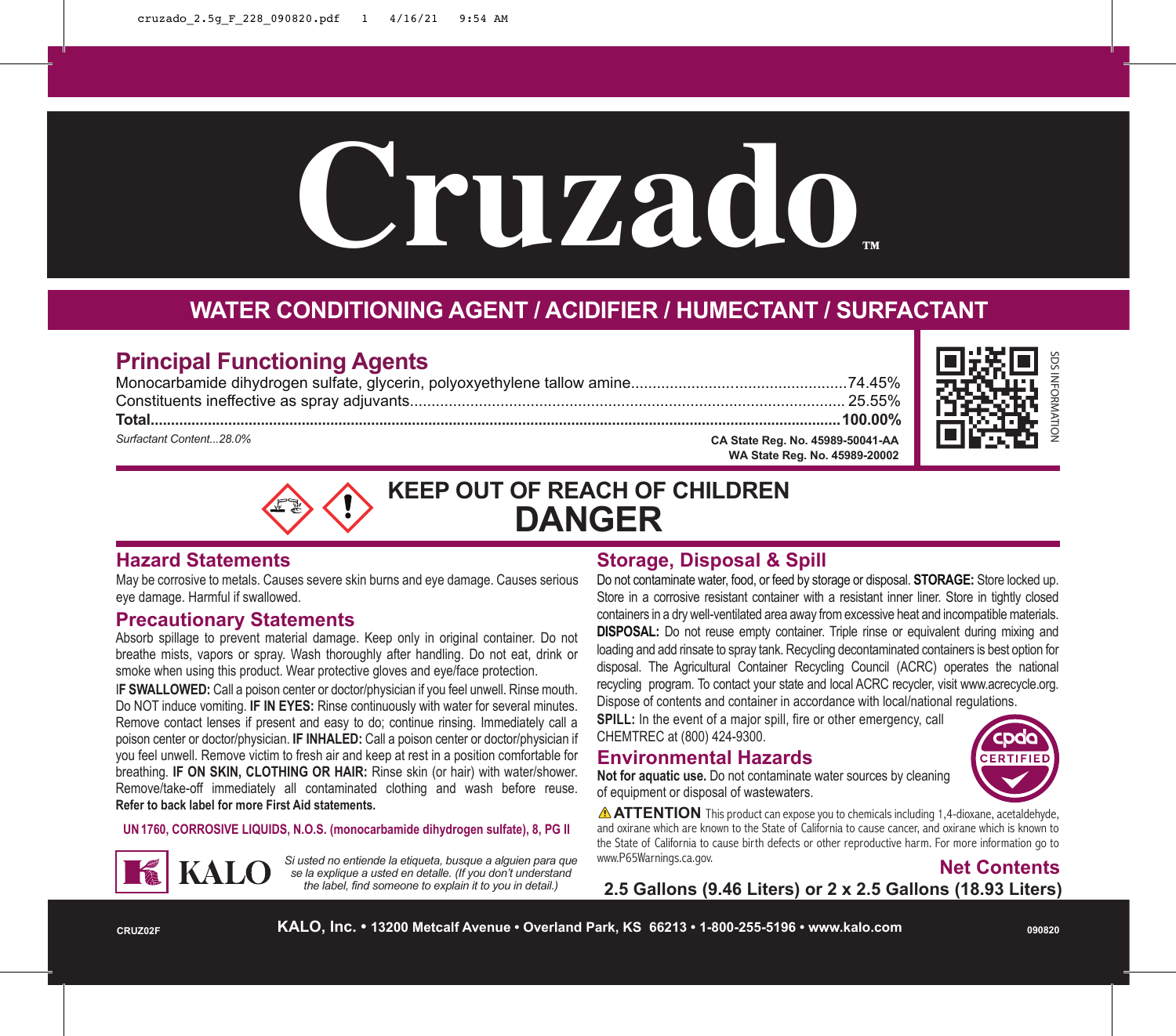# Cruzado™

## WATER CONDITIONING AGENT / ACIDIFIER / HUMECTANT / SURFACTANT

## Principal Functioning Agents

| | |
|---|---|
| Monocarbamide dihydrogen sulfate, glycerin, polyoxyethylene tallow amine | 74.45% |
| Constituents ineffective as spray adjuvants | 25.55% |
| **Total** | **100.00%** |

*Surfactant Content...28.0%*

**CA State Reg. No. 45989-50041-AA**
**WA State Reg. No. 45989-20002**

SDS INFORMATION

**KEEP OUT OF REACH OF CHILDREN**
# DANGER

## Hazard Statements

May be corrosive to metals. Causes severe skin burns and eye damage. Causes serious eye damage. Harmful if swallowed.

## Precautionary Statements

Absorb spillage to prevent material damage. Keep only in original container. Do not breathe mists, vapors or spray. Wash thoroughly after handling. Do not eat, drink or smoke when using this product. Wear protective gloves and eye/face protection.

I**F SWALLOWED:** Call a poison center or doctor/physician if you feel unwell. Rinse mouth. Do NOT induce vomiting. **IF IN EYES:** Rinse continuously with water for several minutes. Remove contact lenses if present and easy to do; continue rinsing. Immediately call a poison center or doctor/physician. **IF INHALED:** Call a poison center or doctor/physician if you feel unwell. Remove victim to fresh air and keep at rest in a position comfortable for breathing. **IF ON SKIN, CLOTHING OR HAIR:** Rinse skin (or hair) with water/shower. Remove/take-off immediately all contaminated clothing and wash before reuse. **Refer to back label for more First Aid statements.**

**UN 1760, CORROSIVE LIQUIDS, N.O.S. (monocarbamide dihydrogen sulfate), 8, PG II**

KALO

*Si usted no entiende la etiqueta, busque a alguien para que se la explique a usted en detalle. (If you don't understand the label, find someone to explain it to you in detail.)*

## Storage, Disposal & Spill

Do not contaminate water, food, or feed by storage or disposal. **STORAGE:** Store locked up. Store in a corrosive resistant container with a resistant inner liner. Store in tightly closed containers in a dry well-ventilated area away from excessive heat and incompatible materials. **DISPOSAL:** Do not reuse empty container. Triple rinse or equivalent during mixing and loading and add rinsate to spray tank. Recycling decontaminated containers is best option for disposal. The Agricultural Container Recycling Council (ACRC) operates the national recycling program. To contact your state and local ACRC recycler, visit www.acrecycle.org. Dispose of contents and container in accordance with local/national regulations.

**SPILL:** In the event of a major spill, fire or other emergency, call CHEMTREC at (800) 424-9300.

## Environmental Hazards

**Not for aquatic use.** Do not contaminate water sources by cleaning of equipment or disposal of wastewaters.

cpda CERTIFIED

⚠ **ATTENTION** This product can expose you to chemicals including 1,4-dioxane, acetaldehyde, and oxirane which are known to the State of California to cause cancer, and oxirane which is known to the State of California to cause birth defects or other reproductive harm. For more information go to www.P65Warnings.ca.gov.

**Net Contents**

**2.5 Gallons (9.46 Liters) or 2 x 2.5 Gallons (18.93 Liters)**

CRUZ02F

**KALO, Inc. • 13200 Metcalf Avenue • Overland Park, KS 66213 • 1-800-255-5196 • www.kalo.com**

090820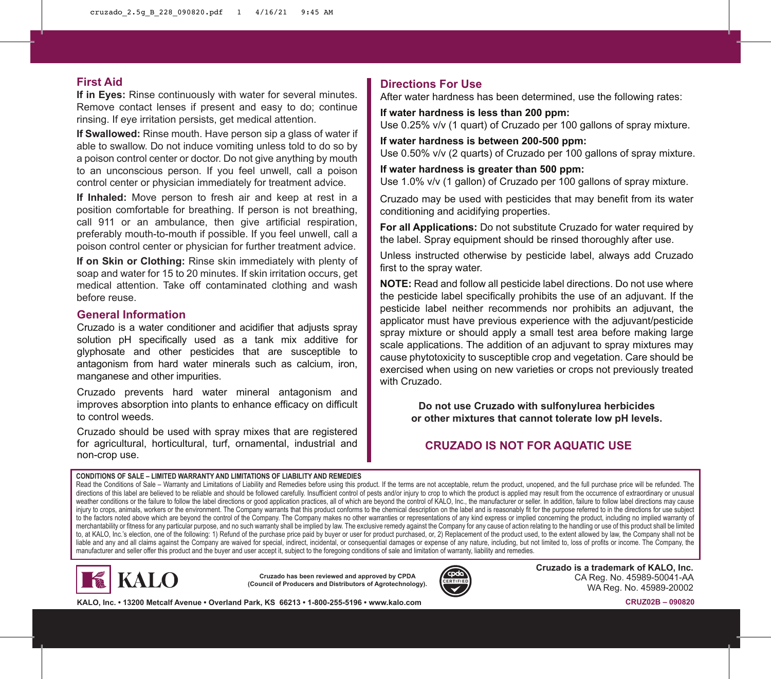## First Aid

**If in Eyes:** Rinse continuously with water for several minutes. Remove contact lenses if present and easy to do; continue rinsing. If eye irritation persists, get medical attention.

**If Swallowed:** Rinse mouth. Have person sip a glass of water if able to swallow. Do not induce vomiting unless told to do so by a poison control center or doctor. Do not give anything by mouth to an unconscious person. If you feel unwell, call a poison control center or physician immediately for treatment advice.

**If Inhaled:** Move person to fresh air and keep at rest in a position comfortable for breathing. If person is not breathing, call 911 or an ambulance, then give artificial respiration, preferably mouth-to-mouth if possible. If you feel unwell, call a poison control center or physician for further treatment advice.

**If on Skin or Clothing:** Rinse skin immediately with plenty of soap and water for 15 to 20 minutes. If skin irritation occurs, get medical attention. Take off contaminated clothing and wash before reuse.

## General Information

Cruzado is a water conditioner and acidifier that adjusts spray solution pH specifically used as a tank mix additive for glyphosate and other pesticides that are susceptible to antagonism from hard water minerals such as calcium, iron, manganese and other impurities.

Cruzado prevents hard water mineral antagonism and improves absorption into plants to enhance efficacy on difficult to control weeds.

Cruzado should be used with spray mixes that are registered for agricultural, horticultural, turf, ornamental, industrial and non-crop use.

## Directions For Use

After water hardness has been determined, use the following rates:

**If water hardness is less than 200 ppm:**
Use 0.25% v/v (1 quart) of Cruzado per 100 gallons of spray mixture.

**If water hardness is between 200-500 ppm:**
Use 0.50% v/v (2 quarts) of Cruzado per 100 gallons of spray mixture.

**If water hardness is greater than 500 ppm:**
Use 1.0% v/v (1 gallon) of Cruzado per 100 gallons of spray mixture.

Cruzado may be used with pesticides that may benefit from its water conditioning and acidifying properties.

**For all Applications:** Do not substitute Cruzado for water required by the label. Spray equipment should be rinsed thoroughly after use.

Unless instructed otherwise by pesticide label, always add Cruzado first to the spray water.

**NOTE:** Read and follow all pesticide label directions. Do not use where the pesticide label specifically prohibits the use of an adjuvant. If the pesticide label neither recommends nor prohibits an adjuvant, the applicator must have previous experience with the adjuvant/pesticide spray mixture or should apply a small test area before making large scale applications. The addition of an adjuvant to spray mixtures may cause phytotoxicity to susceptible crop and vegetation. Care should be exercised when using on new varieties or crops not previously treated with Cruzado.

**Do not use Cruzado with sulfonylurea herbicides or other mixtures that cannot tolerate low pH levels.**

**CRUZADO IS NOT FOR AQUATIC USE**

**CONDITIONS OF SALE – LIMITED WARRANTY AND LIMITATIONS OF LIABILITY AND REMEDIES**

Read the Conditions of Sale – Warranty and Limitations of Liability and Remedies before using this product. If the terms are not acceptable, return the product, unopened, and the full purchase price will be refunded. The directions of this label are believed to be reliable and should be followed carefully. Insufficient control of pests and/or injury to crop to which the product is applied may result from the occurrence of extraordinary or unusual weather conditions or the failure to follow the label directions or good application practices, all of which are beyond the control of KALO, Inc., the manufacturer or seller. In addition, failure to follow label directions may cause injury to crops, animals, workers or the environment. The Company warrants that this product conforms to the chemical description on the label and is reasonably fit for the purpose referred to in the directions for use subject to the factors noted above which are beyond the control of the Company. The Company makes no other warranties or representations of any kind express or implied concerning the product, including no implied warranty of merchantability or fitness for any particular purpose, and no such warranty shall be implied by law. The exclusive remedy against the Company for any cause of action relating to the handling or use of this product shall be limited to, at KALO, Inc.'s election, one of the following: 1) Refund of the purchase price paid by buyer or user for product purchased, or, 2) Replacement of the product used, to the extent allowed by law, the Company shall not be liable and any and all claims against the Company are waived for special, indirect, incidental, or consequential damages or expense of any nature, including, but not limited to, loss of profits or income. The Company, the manufacturer and seller offer this product and the buyer and user accept it, subject to the foregoing conditions of sale and limitation of warranty, liability and remedies.

KALO

**Cruzado has been reviewed and approved by CPDA (Council of Producers and Distributors of Agrotechnology).**

cpda CERTIFIED

**Cruzado is a trademark of KALO, Inc.**
CA Reg. No. 45989-50041-AA
WA Reg. No. 45989-20002

**KALO, Inc. • 13200 Metcalf Avenue • Overland Park, KS 66213 • 1-800-255-5196 • www.kalo.com**

**CRUZ02B – 090820**